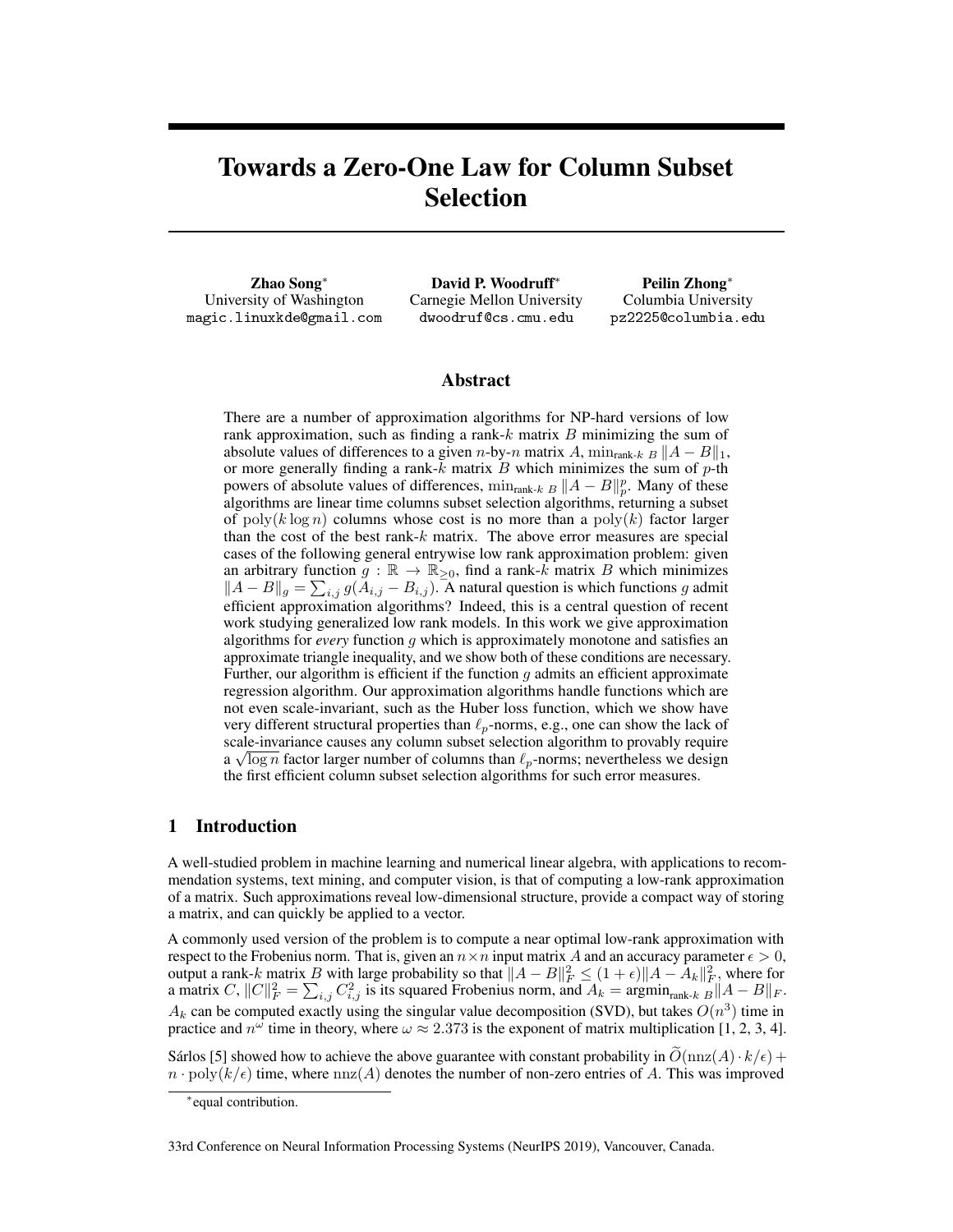# Towards a Zero-One Law for Column Subset Selection

**Zhao Song**[*]
University of Washington
magic.linuxkde@gmail.com

**David P. Woodruff**[*]
Carnegie Mellon University
dwoodruf@cs.cmu.edu

**Peilin Zhong**[*]
Columbia University
pz2225@columbia.edu

## Abstract

There are a number of approximation algorithms for NP-hard versions of low rank approximation, such as finding a rank-$k$ matrix $B$ minimizing the sum of absolute values of differences to a given $n$-by-$n$ matrix $A$, $\min_{\text{rank-}k\ B} \|A - B\|_1$, or more generally finding a rank-$k$ matrix $B$ which minimizes the sum of $p$-th powers of absolute values of differences, $\min_{\text{rank-}k\ B} \|A - B\|_p^p$. Many of these algorithms are linear time columns subset selection algorithms, returning a subset of $\mathrm{poly}(k \log n)$ columns whose cost is no more than a $\mathrm{poly}(k)$ factor larger than the cost of the best rank-$k$ matrix. The above error measures are special cases of the following general entrywise low rank approximation problem: given an arbitrary function $g : \mathbb{R} \to \mathbb{R}_{\geq 0}$, find a rank-$k$ matrix $B$ which minimizes $\|A - B\|_g = \sum_{i,j} g(A_{i,j} - B_{i,j})$. A natural question is which functions $g$ admit efficient approximation algorithms? Indeed, this is a central question of recent work studying generalized low rank models. In this work we give approximation algorithms for *every* function $g$ which is approximately monotone and satisfies an approximate triangle inequality, and we show both of these conditions are necessary. Further, our algorithm is efficient if the function $g$ admits an efficient approximate regression algorithm. Our approximation algorithms handle functions which are not even scale-invariant, such as the Huber loss function, which we show have very different structural properties than $\ell_p$-norms, e.g., one can show the lack of scale-invariance causes any column subset selection algorithm to provably require a $\sqrt{\log n}$ factor larger number of columns than $\ell_p$-norms; nevertheless we design the first efficient column subset selection algorithms for such error measures.

## 1 Introduction

A well-studied problem in machine learning and numerical linear algebra, with applications to recommendation systems, text mining, and computer vision, is that of computing a low-rank approximation of a matrix. Such approximations reveal low-dimensional structure, provide a compact way of storing a matrix, and can quickly be applied to a vector.

A commonly used version of the problem is to compute a near optimal low-rank approximation with respect to the Frobenius norm. That is, given an $n \times n$ input matrix $A$ and an accuracy parameter $\epsilon > 0$, output a rank-$k$ matrix $B$ with large probability so that $\|A - B\|_F^2 \leq (1 + \epsilon)\|A - A_k\|_F^2$, where for a matrix $C$, $\|C\|_F^2 = \sum_{i,j} C_{i,j}^2$ is its squared Frobenius norm, and $A_k = \mathrm{argmin}_{\text{rank-}k\ B} \|A - B\|_F$. $A_k$ can be computed exactly using the singular value decomposition (SVD), but takes $O(n^3)$ time in practice and $n^\omega$ time in theory, where $\omega \approx 2.373$ is the exponent of matrix multiplication [1, 2, 3, 4].

Sárlos [5] showed how to achieve the above guarantee with constant probability in $\widetilde{O}(\mathrm{nnz}(A) \cdot k/\epsilon) + n \cdot \mathrm{poly}(k/\epsilon)$ time, where $\mathrm{nnz}(A)$ denotes the number of non-zero entries of $A$. This was improved

[*]equal contribution.

33rd Conference on Neural Information Processing Systems (NeurIPS 2019), Vancouver, Canada.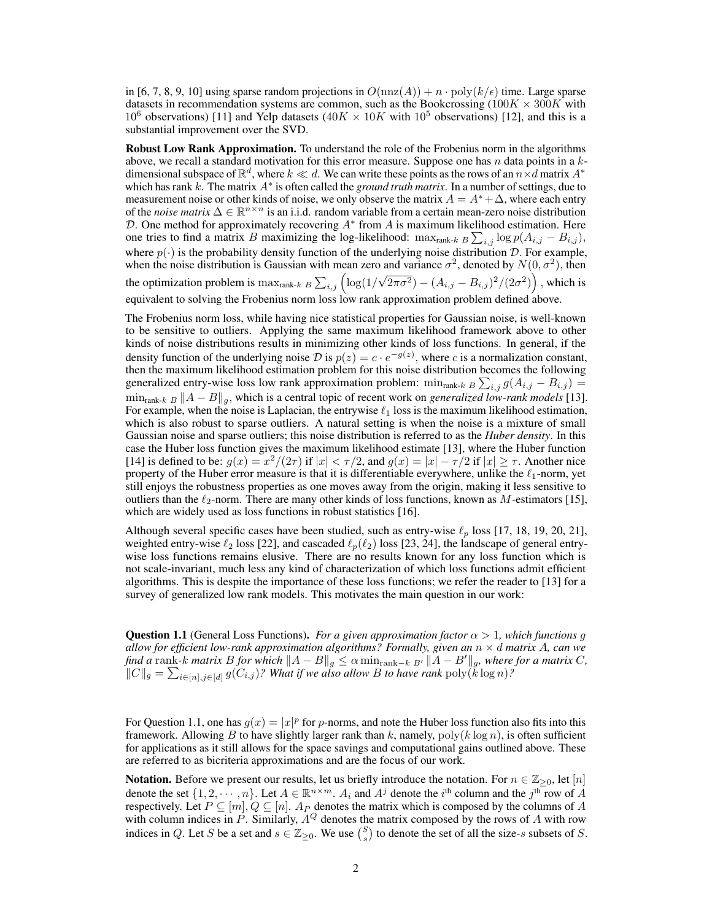in [6, 7, 8, 9, 10] using sparse random projections in $O(\mathrm{nnz}(A)) + n \cdot \mathrm{poly}(k/\epsilon)$ time. Large sparse datasets in recommendation systems are common, such as the Bookcrossing ($100K \times 300K$ with $10^6$ observations) [11] and Yelp datasets ($40K \times 10K$ with $10^5$ observations) [12], and this is a substantial improvement over the SVD.

**Robust Low Rank Approximation.** To understand the role of the Frobenius norm in the algorithms above, we recall a standard motivation for this error measure. Suppose one has $n$ data points in a $k$-dimensional subspace of $\mathbb{R}^d$, where $k \ll d$. We can write these points as the rows of an $n \times d$ matrix $A^*$ which has rank $k$. The matrix $A^*$ is often called the *ground truth matrix*. In a number of settings, due to measurement noise or other kinds of noise, we only observe the matrix $A = A^* + \Delta$, where each entry of the *noise matrix* $\Delta \in \mathbb{R}^{n \times n}$ is an i.i.d. random variable from a certain mean-zero noise distribution $\mathcal{D}$. One method for approximately recovering $A^*$ from $A$ is maximum likelihood estimation. Here one tries to find a matrix $B$ maximizing the log-likelihood: $\max_{\text{rank-}k\ B} \sum_{i,j} \log p(A_{i,j} - B_{i,j})$, where $p(\cdot)$ is the probability density function of the underlying noise distribution $\mathcal{D}$. For example, when the noise distribution is Gaussian with mean zero and variance $\sigma^2$, denoted by $N(0, \sigma^2)$, then the optimization problem is $\max_{\text{rank-}k\ B} \sum_{i,j} \left( \log(1/\sqrt{2\pi\sigma^2}) - (A_{i,j} - B_{i,j})^2/(2\sigma^2) \right)$, which is equivalent to solving the Frobenius norm loss low rank approximation problem defined above.

The Frobenius norm loss, while having nice statistical properties for Gaussian noise, is well-known to be sensitive to outliers. Applying the same maximum likelihood framework above to other kinds of noise distributions results in minimizing other kinds of loss functions. In general, if the density function of the underlying noise $\mathcal{D}$ is $p(z) = c \cdot e^{-g(z)}$, where $c$ is a normalization constant, then the maximum likelihood estimation problem for this noise distribution becomes the following generalized entry-wise loss low rank approximation problem: $\min_{\text{rank-}k\ B} \sum_{i,j} g(A_{i,j} - B_{i,j}) = \min_{\text{rank-}k\ B} \|A - B\|_g$, which is a central topic of recent work on *generalized low-rank models* [13]. For example, when the noise is Laplacian, the entrywise $\ell_1$ loss is the maximum likelihood estimation, which is also robust to sparse outliers. A natural setting is when the noise is a mixture of small Gaussian noise and sparse outliers; this noise distribution is referred to as the ***Huber density***. In this case the Huber loss function gives the maximum likelihood estimate [13], where the Huber function [14] is defined to be: $g(x) = x^2/(2\tau)$ if $|x| < \tau/2$, and $g(x) = |x| - \tau/2$ if $|x| \geq \tau$. Another nice property of the Huber error measure is that it is differentiable everywhere, unlike the $\ell_1$-norm, yet still enjoys the robustness properties as one moves away from the origin, making it less sensitive to outliers than the $\ell_2$-norm. There are many other kinds of loss functions, known as $M$-estimators [15], which are widely used as loss functions in robust statistics [16].

Although several specific cases have been studied, such as entry-wise $\ell_p$ loss [17, 18, 19, 20, 21], weighted entry-wise $\ell_2$ loss [22], and cascaded $\ell_p(\ell_2)$ loss [23, 24], the landscape of general entry-wise loss functions remains elusive. There are no results known for any loss function which is not scale-invariant, much less any kind of characterization of which loss functions admit efficient algorithms. This is despite the importance of these loss functions; we refer the reader to [13] for a survey of generalized low rank models. This motivates the main question in our work:

**Question 1.1** (General Loss Functions). *For a given approximation factor $\alpha > 1$, which functions $g$ allow for efficient low-rank approximation algorithms? Formally, given an $n \times d$ matrix $A$, can we find a $\mathrm{rank}$-$k$ matrix $B$ for which $\|A - B\|_g \leq \alpha \min_{\text{rank}-k\ B'} \|A - B'\|_g$, where for a matrix $C$, $\|C\|_g = \sum_{i \in [n], j \in [d]} g(C_{i,j})$? What if we also allow $B$ to have rank $\mathrm{poly}(k \log n)$?*

For Question 1.1, one has $g(x) = |x|^p$ for $p$-norms, and note the Huber loss function also fits into this framework. Allowing $B$ to have slightly larger rank than $k$, namely, $\mathrm{poly}(k \log n)$, is often sufficient for applications as it still allows for the space savings and computational gains outlined above. These are referred to as bicriteria approximations and are the focus of our work.

**Notation.** Before we present our results, let us briefly introduce the notation. For $n \in \mathbb{Z}_{\geq 0}$, let $[n]$ denote the set $\{1, 2, \cdots, n\}$. Let $A \in \mathbb{R}^{n \times m}$. $A_i$ and $A^j$ denote the $i^{\text{th}}$ column and the $j^{\text{th}}$ row of $A$ respectively. Let $P \subseteq [m], Q \subseteq [n]$. $A_P$ denotes the matrix which is composed by the columns of $A$ with column indices in $P$. Similarly, $A^Q$ denotes the matrix composed by the rows of $A$ with row indices in $Q$. Let $S$ be a set and $s \in \mathbb{Z}_{\geq 0}$. We use $\binom{S}{s}$ to denote the set of all the size-$s$ subsets of $S$.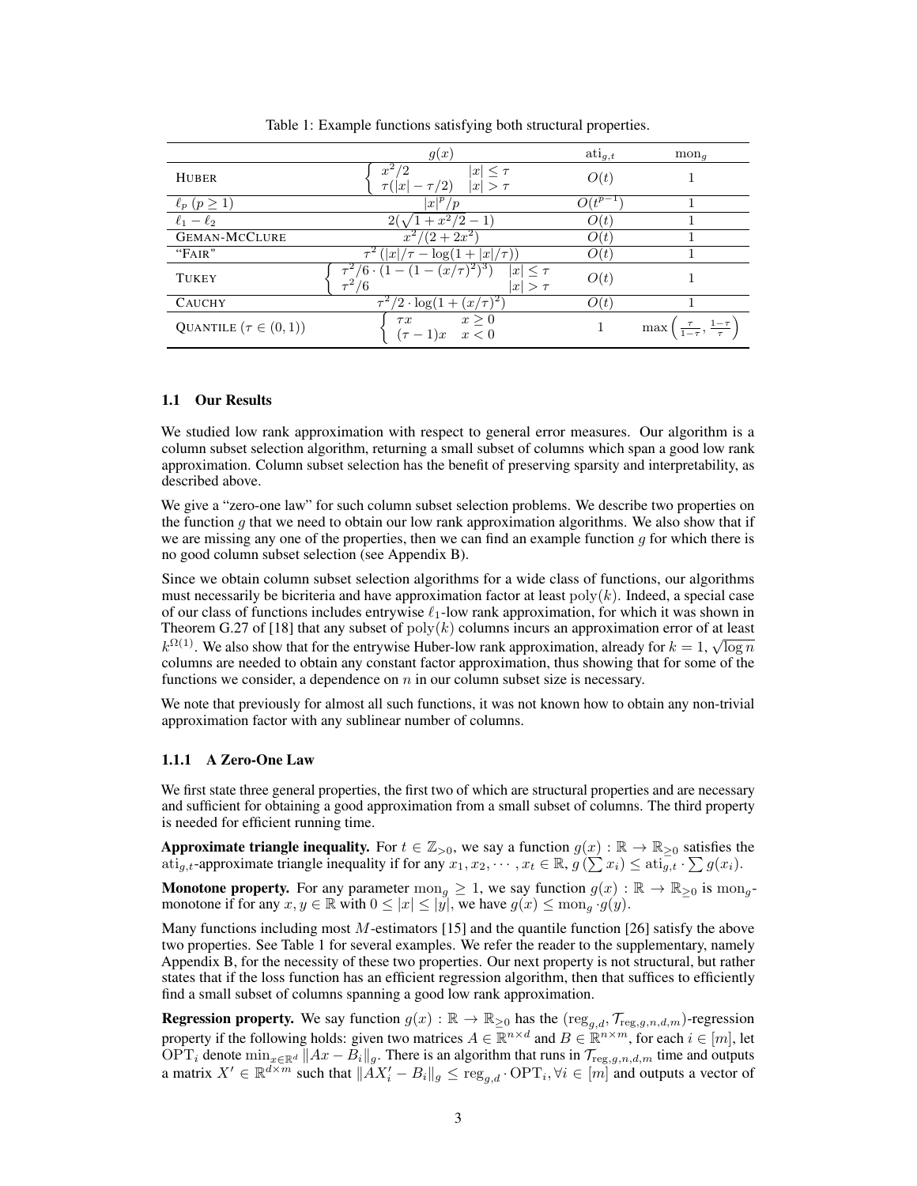Table 1: Example functions satisfying both structural properties.

| | $g(x)$ | $\mathrm{ati}_{g,t}$ | $\mathrm{mon}_g$ |
|---|---|---|---|
| HUBER | $\begin{cases} x^2/2 & \lvert x\rvert \le \tau \\ \tau(\lvert x\rvert - \tau/2) & \lvert x\rvert > \tau \end{cases}$ | $O(t)$ | 1 |
| $\ell_p$ ($p \ge 1$) | $\lvert x\rvert^p/p$ | $O(t^{p-1})$ | 1 |
| $\ell_1 - \ell_2$ | $2(\sqrt{1 + x^2/2} - 1)$ | $O(t)$ | 1 |
| GEMAN-MCCLURE | $x^2/(2+2x^2)$ | $O(t)$ | 1 |
| "FAIR" | $\tau^2\left(\lvert x\rvert/\tau - \log(1 + \lvert x\rvert/\tau)\right)$ | $O(t)$ | 1 |
| TUKEY | $\begin{cases} \tau^2/6 \cdot (1 - (1 - (x/\tau)^2)^3) & \lvert x\rvert \le \tau \\ \tau^2/6 & \lvert x\rvert > \tau \end{cases}$ | $O(t)$ | 1 |
| CAUCHY | $\tau^2/2 \cdot \log(1 + (x/\tau)^2)$ | $O(t)$ | 1 |
| QUANTILE ($\tau \in (0,1)$) | $\begin{cases} \tau x & x \ge 0 \\ (\tau - 1)x & x < 0 \end{cases}$ | 1 | $\max\left(\frac{\tau}{1-\tau}, \frac{1-\tau}{\tau}\right)$ |

### 1.1 Our Results

We studied low rank approximation with respect to general error measures. Our algorithm is a column subset selection algorithm, returning a small subset of columns which span a good low rank approximation. Column subset selection has the benefit of preserving sparsity and interpretability, as described above.

We give a "zero-one law" for such column subset selection problems. We describe two properties on the function $g$ that we need to obtain our low rank approximation algorithms. We also show that if we are missing any one of the properties, then we can find an example function $g$ for which there is no good column subset selection (see Appendix B).

Since we obtain column subset selection algorithms for a wide class of functions, our algorithms must necessarily be bicriteria and have approximation factor at least $\mathrm{poly}(k)$. Indeed, a special case of our class of functions includes entrywise $\ell_1$-low rank approximation, for which it was shown in Theorem G.27 of [18] that any subset of $\mathrm{poly}(k)$ columns incurs an approximation error of at least $k^{\Omega(1)}$. We also show that for the entrywise Huber-low rank approximation, already for $k = 1$, $\sqrt{\log n}$ columns are needed to obtain any constant factor approximation, thus showing that for some of the functions we consider, a dependence on $n$ in our column subset size is necessary.

We note that previously for almost all such functions, it was not known how to obtain any non-trivial approximation factor with any sublinear number of columns.

#### 1.1.1 A Zero-One Law

We first state three general properties, the first two of which are structural properties and are necessary and sufficient for obtaining a good approximation from a small subset of columns. The third property is needed for efficient running time.

**Approximate triangle inequality.** For $t \in \mathbb{Z}_{>0}$, we say a function $g(x) : \mathbb{R} \to \mathbb{R}_{\ge 0}$ satisfies the $\mathrm{ati}_{g,t}$-approximate triangle inequality if for any $x_1, x_2, \cdots, x_t \in \mathbb{R}$, $g\left(\sum x_i\right) \le \mathrm{ati}_{g,t} \cdot \sum g(x_i)$.

**Monotone property.** For any parameter $\mathrm{mon}_g \ge 1$, we say function $g(x) : \mathbb{R} \to \mathbb{R}_{\ge 0}$ is $\mathrm{mon}_g$-monotone if for any $x, y \in \mathbb{R}$ with $0 \le |x| \le |y|$, we have $g(x) \le \mathrm{mon}_g \cdot g(y)$.

Many functions including most $M$-estimators [15] and the quantile function [26] satisfy the above two properties. See Table 1 for several examples. We refer the reader to the supplementary, namely Appendix B, for the necessity of these two properties. Our next property is not structural, but rather states that if the loss function has an efficient regression algorithm, then that suffices to efficiently find a small subset of columns spanning a good low rank approximation.

**Regression property.** We say function $g(x) : \mathbb{R} \to \mathbb{R}_{\ge 0}$ has the $(\mathrm{reg}_{g,d}, \mathcal{T}_{\mathrm{reg},g,n,d,m})$-regression property if the following holds: given two matrices $A \in \mathbb{R}^{n \times d}$ and $B \in \mathbb{R}^{n \times m}$, for each $i \in [m]$, let $\mathrm{OPT}_i$ denote $\min_{x \in \mathbb{R}^d} \|Ax - B_i\|_g$. There is an algorithm that runs in $\mathcal{T}_{\mathrm{reg},g,n,d,m}$ time and outputs a matrix $X' \in \mathbb{R}^{d \times m}$ such that $\|AX'_i - B_i\|_g \le \mathrm{reg}_{g,d} \cdot \mathrm{OPT}_i, \forall i \in [m]$ and outputs a vector of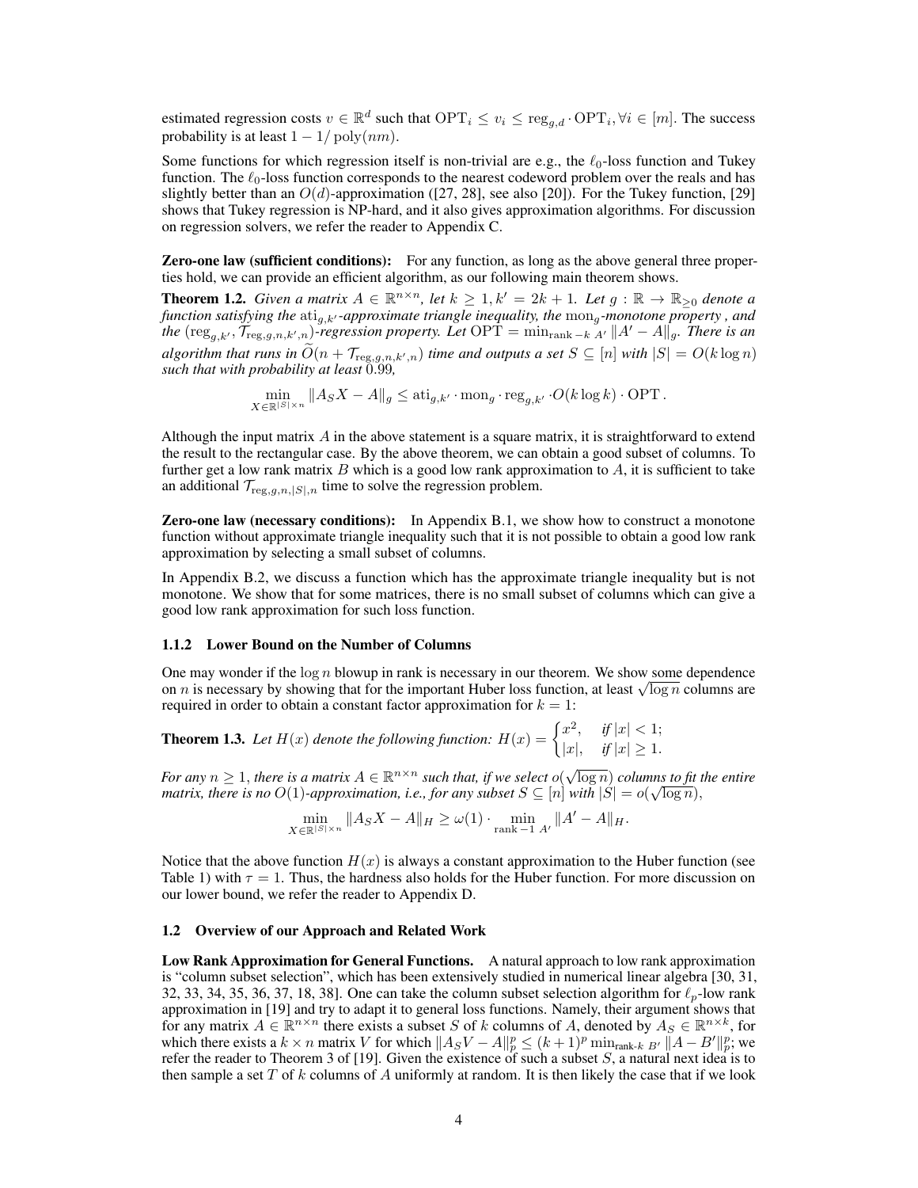estimated regression costs $v \in \mathbb{R}^d$ such that $\mathrm{OPT}_i \leq v_i \leq \mathrm{reg}_{g,d} \cdot \mathrm{OPT}_i, \forall i \in [m]$. The success probability is at least $1 - 1/\operatorname{poly}(nm)$.

Some functions for which regression itself is non-trivial are e.g., the $\ell_0$-loss function and Tukey function. The $\ell_0$-loss function corresponds to the nearest codeword problem over the reals and has slightly better than an $O(d)$-approximation ([27, 28], see also [20]). For the Tukey function, [29] shows that Tukey regression is NP-hard, and it also gives approximation algorithms. For discussion on regression solvers, we refer the reader to Appendix C.

**Zero-one law (sufficient conditions):** For any function, as long as the above general three properties hold, we can provide an efficient algorithm, as our following main theorem shows.

**Theorem 1.2.** *Given a matrix $A \in \mathbb{R}^{n \times n}$, let $k \geq 1, k' = 2k+1$. Let $g : \mathbb{R} \to \mathbb{R}_{\geq 0}$ denote a function satisfying the $\mathrm{ati}_{g,k'}$-approximate triangle inequality, the $\mathrm{mon}_g$-monotone property , and the $(\mathrm{reg}_{g,k'}, \mathcal{T}_{\mathrm{reg},g,n,k',n})$-regression property. Let $\mathrm{OPT} = \min_{\mathrm{rank}-k\ A'} \|A' - A\|_g$. There is an algorithm that runs in $\widetilde{O}(n + \mathcal{T}_{\mathrm{reg},g,n,k',n})$ time and outputs a set $S \subseteq [n]$ with $|S| = O(k \log n)$ such that with probability at least $0.99$,*

$$\min_{X \in \mathbb{R}^{|S| \times n}} \|A_S X - A\|_g \leq \mathrm{ati}_{g,k'} \cdot \mathrm{mon}_g \cdot \mathrm{reg}_{g,k'} \cdot O(k \log k) \cdot \mathrm{OPT}.$$

Although the input matrix $A$ in the above statement is a square matrix, it is straightforward to extend the result to the rectangular case. By the above theorem, we can obtain a good subset of columns. To further get a low rank matrix $B$ which is a good low rank approximation to $A$, it is sufficient to take an additional $\mathcal{T}_{\mathrm{reg},g,n,|S|,n}$ time to solve the regression problem.

**Zero-one law (necessary conditions):** In Appendix B.1, we show how to construct a monotone function without approximate triangle inequality such that it is not possible to obtain a good low rank approximation by selecting a small subset of columns.

In Appendix B.2, we discuss a function which has the approximate triangle inequality but is not monotone. We show that for some matrices, there is no small subset of columns which can give a good low rank approximation for such loss function.

### 1.1.2 Lower Bound on the Number of Columns

One may wonder if the $\log n$ blowup in rank is necessary in our theorem. We show some dependence on $n$ is necessary by showing that for the important Huber loss function, at least $\sqrt{\log n}$ columns are required in order to obtain a constant factor approximation for $k = 1$:

**Theorem 1.3.** *Let $H(x)$ denote the following function: $H(x) = \begin{cases} x^2, & \text{if } |x| < 1; \\ |x|, & \text{if } |x| \geq 1. \end{cases}$*

*For any $n \geq 1$, there is a matrix $A \in \mathbb{R}^{n \times n}$ such that, if we select $o(\sqrt{\log n})$ columns to fit the entire matrix, there is no $O(1)$-approximation, i.e., for any subset $S \subseteq [n]$ with $|S| = o(\sqrt{\log n})$,*

$$\min_{X \in \mathbb{R}^{|S| \times n}} \|A_S X - A\|_H \geq \omega(1) \cdot \min_{\mathrm{rank}-1\ A'} \|A' - A\|_H.$$

Notice that the above function $H(x)$ is always a constant approximation to the Huber function (see Table 1) with $\tau = 1$. Thus, the hardness also holds for the Huber function. For more discussion on our lower bound, we refer the reader to Appendix D.

## 1.2 Overview of our Approach and Related Work

**Low Rank Approximation for General Functions.** A natural approach to low rank approximation is "column subset selection", which has been extensively studied in numerical linear algebra [30, 31, 32, 33, 34, 35, 36, 37, 18, 38]. One can take the column subset selection algorithm for $\ell_p$-low rank approximation in [19] and try to adapt it to general loss functions. Namely, their argument shows that for any matrix $A \in \mathbb{R}^{n \times n}$ there exists a subset $S$ of $k$ columns of $A$, denoted by $A_S \in \mathbb{R}^{n \times k}$, for which there exists a $k \times n$ matrix $V$ for which $\|A_S V - A\|_p^p \leq (k+1)^p \min_{\text{rank-}k\ B'} \|A - B'\|_p^p$; we refer the reader to Theorem 3 of [19]. Given the existence of such a subset $S$, a natural next idea is to then sample a set $T$ of $k$ columns of $A$ uniformly at random. It is then likely the case that if we look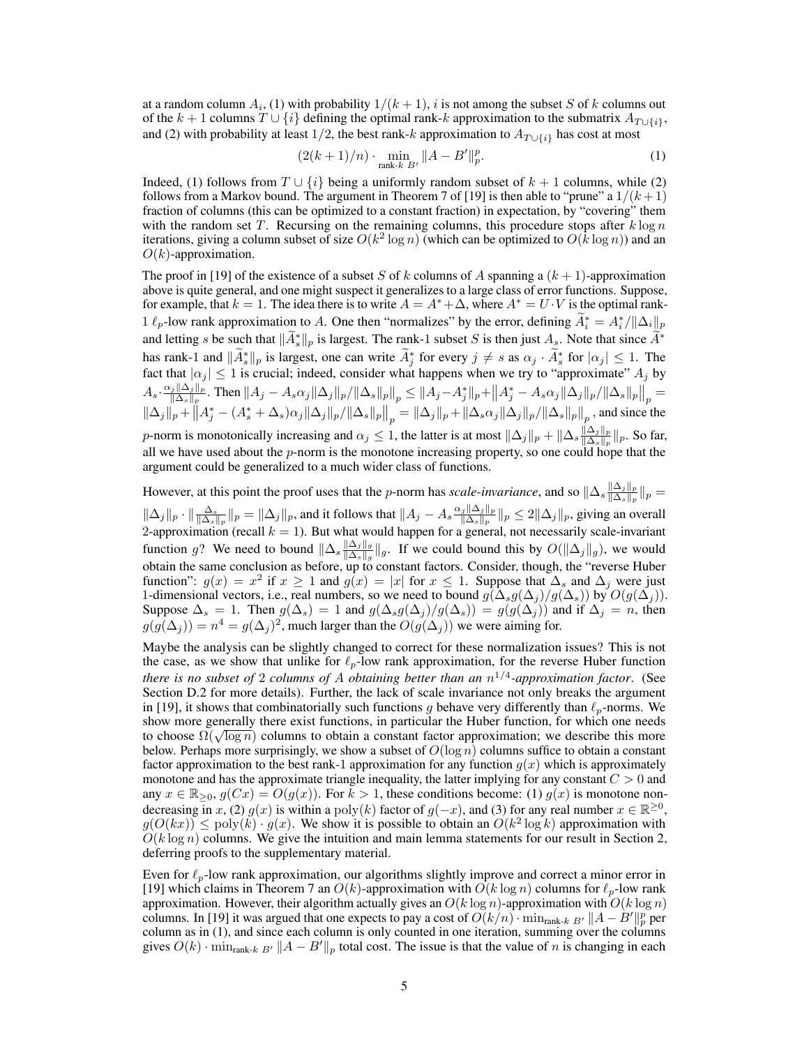at a random column $A_i$, (1) with probability $1/(k+1)$, $i$ is not among the subset $S$ of $k$ columns out of the $k+1$ columns $T \cup \{i\}$ defining the optimal rank-$k$ approximation to the submatrix $A_{T\cup\{i\}}$, and (2) with probability at least $1/2$, the best rank-$k$ approximation to $A_{T\cup\{i\}}$ has cost at most

$$(2(k+1)/n) \cdot \min_{\text{rank-}k\ B'} \|A - B'\|_p^p. \tag{1}$$

Indeed, (1) follows from $T \cup \{i\}$ being a uniformly random subset of $k+1$ columns, while (2) follows from a Markov bound. The argument in Theorem 7 of [19] is then able to "prune" a $1/(k+1)$ fraction of columns (this can be optimized to a constant fraction) in expectation, by "covering" them with the random set $T$. Recursing on the remaining columns, this procedure stops after $k \log n$ iterations, giving a column subset of size $O(k^2 \log n)$ (which can be optimized to $O(k \log n)$) and an $O(k)$-approximation.

The proof in [19] of the existence of a subset $S$ of $k$ columns of $A$ spanning a $(k+1)$-approximation above is quite general, and one might suspect it generalizes to a large class of error functions. Suppose, for example, that $k = 1$. The idea there is to write $A = A^* + \Delta$, where $A^* = U \cdot V$ is the optimal rank-1 $\ell_p$-low rank approximation to $A$. One then "normalizes" by the error, defining $\widetilde{A}^*_i = A^*_i / \|\Delta_i\|_p$ and letting $s$ be such that $\|\widetilde{A}^*_s\|_p$ is largest. The rank-1 subset $S$ is then just $A_s$. Note that since $\widetilde{A}^*$ has rank-1 and $\|\widetilde{A}^*_s\|_p$ is largest, one can write $\widetilde{A}^*_j$ for every $j \neq s$ as $\alpha_j \cdot \widetilde{A}^*_s$ for $|\alpha_j| \leq 1$. The fact that $|\alpha_j| \leq 1$ is crucial; indeed, consider what happens when we try to "approximate" $A_j$ by $A_s \cdot \frac{\alpha_j \|\Delta_j\|_p}{\|\Delta_s\|_p}$. Then $\|A_j - A_s \alpha_j \|\Delta_j\|_p / \|\Delta_s\|_p\|_p \leq \|A_j - A^*_j\|_p + \left\|A^*_j - A_s \alpha_j \|\Delta_j\|_p / \|\Delta_s\|_p\right\|_p = \|\Delta_j\|_p + \left\|A^*_j - (A^*_s + \Delta_s)\alpha_j \|\Delta_j\|_p / \|\Delta_s\|_p\right\|_p = \|\Delta_j\|_p + \|\Delta_s \alpha_j \|\Delta_j\|_p / \|\Delta_s\|_p\|_p$, and since the $p$-norm is monotonically increasing and $\alpha_j \leq 1$, the latter is at most $\|\Delta_j\|_p + \|\Delta_s \frac{\|\Delta_j\|_p}{\|\Delta_s\|_p}\|_p$. So far, all we have used about the $p$-norm is the monotone increasing property, so one could hope that the argument could be generalized to a much wider class of functions.

However, at this point the proof uses that the $p$-norm has *scale-invariance*, and so $\|\Delta_s \frac{\|\Delta_j\|_p}{\|\Delta_s\|_p}\|_p = \|\Delta_j\|_p \cdot \|\frac{\Delta_s}{\|\Delta_s\|_p}\|_p = \|\Delta_j\|_p$, and it follows that $\|A_j - A_s \frac{\alpha_j \|\Delta_j\|_p}{\|\Delta_s\|_p}\|_p \leq 2\|\Delta_j\|_p$, giving an overall 2-approximation (recall $k = 1$). But what would happen for a general, not necessarily scale-invariant function $g$? We need to bound $\|\Delta_s \frac{\|\Delta_j\|_g}{\|\Delta_s\|_g}\|_g$. If we could bound this by $O(\|\Delta_j\|_g)$, we would obtain the same conclusion as before, up to constant factors. Consider, though, the "reverse Huber function": $g(x) = x^2$ if $x \geq 1$ and $g(x) = |x|$ for $x \leq 1$. Suppose that $\Delta_s$ and $\Delta_j$ were just 1-dimensional vectors, i.e., real numbers, so we need to bound $g(\Delta_s g(\Delta_j)/g(\Delta_s))$ by $O(g(\Delta_j))$. Suppose $\Delta_s = 1$. Then $g(\Delta_s) = 1$ and $g(\Delta_s g(\Delta_j)/g(\Delta_s)) = g(g(\Delta_j))$ and if $\Delta_j = n$, then $g(g(\Delta_j)) = n^4 = g(\Delta_j)^2$, much larger than the $O(g(\Delta_j))$ we were aiming for.

Maybe the analysis can be slightly changed to correct for these normalization issues? This is not the case, as we show that unlike for $\ell_p$-low rank approximation, for the reverse Huber function *there is no subset of* 2 *columns of* $A$ *obtaining better than an* $n^{1/4}$*-approximation factor*. (See Section D.2 for more details). Further, the lack of scale invariance not only breaks the argument in [19], it shows that combinatorially such functions $g$ behave very differently than $\ell_p$-norms. We show more generally there exist functions, in particular the Huber function, for which one needs to choose $\Omega(\sqrt{\log n})$ columns to obtain a constant factor approximation; we describe this more below. Perhaps more surprisingly, we show a subset of $O(\log n)$ columns suffice to obtain a constant factor approximation to the best rank-1 approximation for any function $g(x)$ which is approximately monotone and has the approximate triangle inequality, the latter implying for any constant $C > 0$ and any $x \in \mathbb{R}_{\geq 0}$, $g(Cx) = O(g(x))$. For $k > 1$, these conditions become: (1) $g(x)$ is monotone non-decreasing in $x$, (2) $g(x)$ is within a $\mathrm{poly}(k)$ factor of $g(-x)$, and (3) for any real number $x \in \mathbb{R}^{\geq 0}$, $g(O(kx)) \leq \mathrm{poly}(k) \cdot g(x)$. We show it is possible to obtain an $O(k^2 \log k)$ approximation with $O(k \log n)$ columns. We give the intuition and main lemma statements for our result in Section 2, deferring proofs to the supplementary material.

Even for $\ell_p$-low rank approximation, our algorithms slightly improve and correct a minor error in [19] which claims in Theorem 7 an $O(k)$-approximation with $O(k \log n)$ columns for $\ell_p$-low rank approximation. However, their algorithm actually gives an $O(k \log n)$-approximation with $O(k \log n)$ columns. In [19] it was argued that one expects to pay a cost of $O(k/n) \cdot \min_{\text{rank-}k\ B'} \|A - B'\|_p^p$ per column as in (1), and since each column is only counted in one iteration, summing over the columns gives $O(k) \cdot \min_{\text{rank-}k\ B'} \|A - B'\|_p$ total cost. The issue is that the value of $n$ is changing in each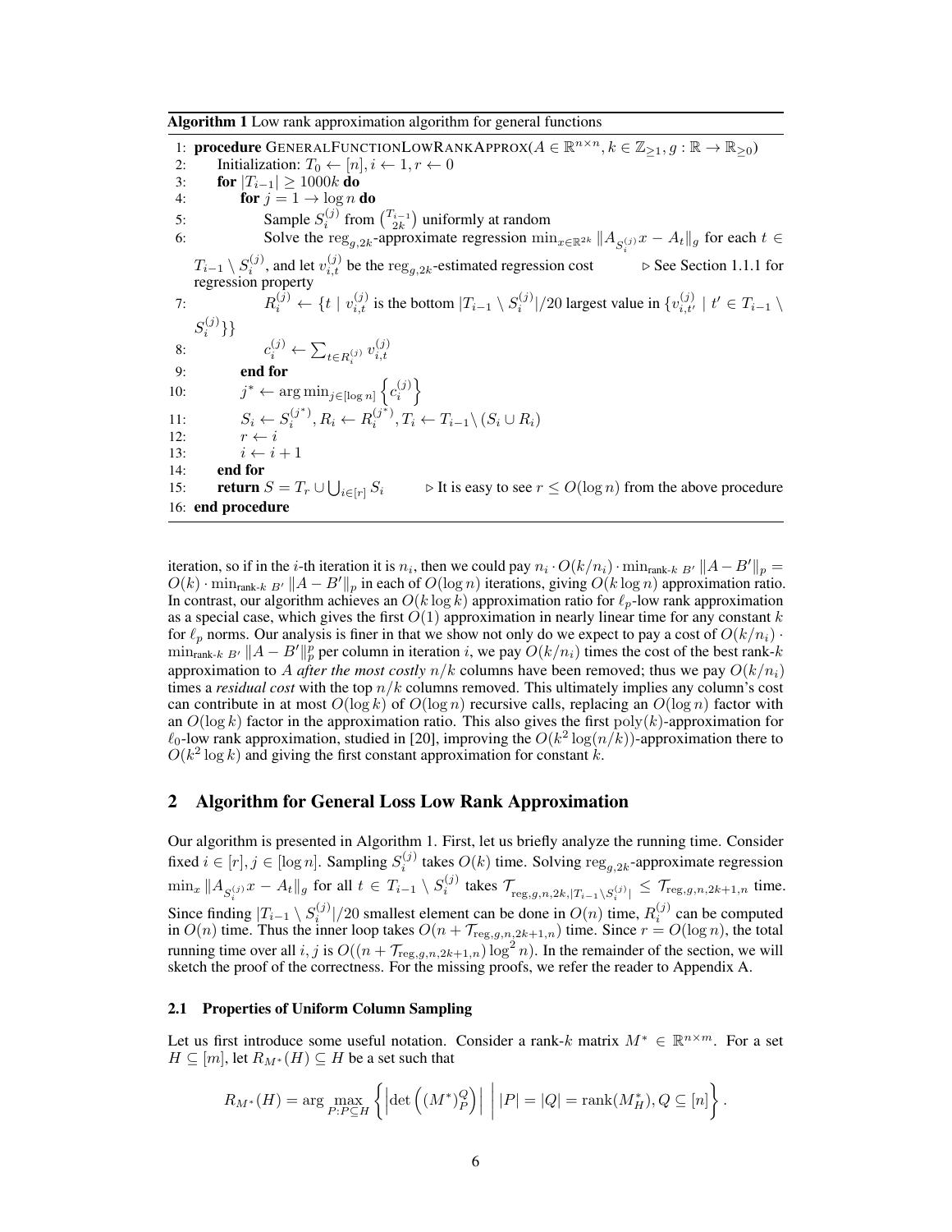**Algorithm 1** Low rank approximation algorithm for general functions

```
1: procedure GENERALFUNCTIONLOWRANKAPPROX(A ∈ R^{n×n}, k ∈ Z_{≥1}, g : R → R_{≥0})
2:     Initialization: T_0 ← [n], i ← 1, r ← 0
3:     for |T_{i-1}| ≥ 1000k do
4:         for j = 1 → log n do
5:             Sample S_i^{(j)} from (T_{i-1} choose 2k) uniformly at random
6:             Solve the reg_{g,2k}-approximate regression min_{x∈R^{2k}} ||A_{S_i^{(j)}} x − A_t||_g for each t ∈
               T_{i-1} \ S_i^{(j)}, and let v_{i,t}^{(j)} be the reg_{g,2k}-estimated regression cost   ▷ See Section 1.1.1 for
               regression property
7:             R_i^{(j)} ← {t | v_{i,t}^{(j)} is the bottom |T_{i-1} \ S_i^{(j)}|/20 largest value in {v_{i,t'}^{(j)} | t' ∈ T_{i-1} \
               S_i^{(j)}}}
8:             c_i^{(j)} ← Σ_{t∈R_i^{(j)}} v_{i,t}^{(j)}
9:         end for
10:        j* ← arg min_{j∈[log n]} {c_i^{(j)}}
11:        S_i ← S_i^{(j*)}, R_i ← R_i^{(j*)}, T_i ← T_{i-1} \ (S_i ∪ R_i)
12:        r ← i
13:        i ← i + 1
14:    end for
15:    return S = T_r ∪ ⋃_{i∈[r]} S_i        ▷ It is easy to see r ≤ O(log n) from the above procedure
16: end procedure
```

iteration, so if in the $i$-th iteration it is $n_i$, then we could pay $n_i \cdot O(k/n_i) \cdot \min_{\text{rank-}k\ B'} \|A - B'\|_p = O(k) \cdot \min_{\text{rank-}k\ B'} \|A - B'\|_p$ in each of $O(\log n)$ iterations, giving $O(k \log n)$ approximation ratio. In contrast, our algorithm achieves an $O(k \log k)$ approximation ratio for $\ell_p$-low rank approximation as a special case, which gives the first $O(1)$ approximation in nearly linear time for any constant $k$ for $\ell_p$ norms. Our analysis is finer in that we show not only do we expect to pay a cost of $O(k/n_i) \cdot \min_{\text{rank-}k\ B'} \|A - B'\|_p^p$ per column in iteration $i$, we pay $O(k/n_i)$ times the cost of the best rank-$k$ approximation to $A$ *after the most costly* $n/k$ columns have been removed; thus we pay $O(k/n_i)$ times a *residual cost* with the top $n/k$ columns removed. This ultimately implies any column's cost can contribute in at most $O(\log k)$ of $O(\log n)$ recursive calls, replacing an $O(\log n)$ factor with an $O(\log k)$ factor in the approximation ratio. This also gives the first $\text{poly}(k)$-approximation for $\ell_0$-low rank approximation, studied in [20], improving the $O(k^2 \log(n/k))$-approximation there to $O(k^2 \log k)$ and giving the first constant approximation for constant $k$.

## 2 Algorithm for General Loss Low Rank Approximation

Our algorithm is presented in Algorithm 1. First, let us briefly analyze the running time. Consider fixed $i \in [r], j \in [\log n]$. Sampling $S_i^{(j)}$ takes $O(k)$ time. Solving $\text{reg}_{g,2k}$-approximate regression $\min_x \|A_{S_i^{(j)}} x - A_t\|_g$ for all $t \in T_{i-1} \setminus S_i^{(j)}$ takes $\mathcal{T}_{\text{reg},g,n,2k,|T_{i-1} \setminus S_i^{(j)}|} \leq \mathcal{T}_{\text{reg},g,n,2k+1,n}$ time. Since finding $|T_{i-1} \setminus S_i^{(j)}|/20$ smallest element can be done in $O(n)$ time, $R_i^{(j)}$ can be computed in $O(n)$ time. Thus the inner loop takes $O(n + \mathcal{T}_{\text{reg},g,n,2k+1,n})$ time. Since $r = O(\log n)$, the total running time over all $i, j$ is $O((n + \mathcal{T}_{\text{reg},g,n,2k+1,n}) \log^2 n)$. In the remainder of the section, we will sketch the proof of the correctness. For the missing proofs, we refer the reader to Appendix A.

### 2.1 Properties of Uniform Column Sampling

Let us first introduce some useful notation. Consider a rank-$k$ matrix $M^* \in \mathbb{R}^{n \times m}$. For a set $H \subseteq [m]$, let $R_{M^*}(H) \subseteq H$ be a set such that

$$R_{M^*}(H) = \arg\max_{P : P \subseteq H} \left\{ \left| \det\left( (M^*)_P^Q \right) \right| \ \middle| \ |P| = |Q| = \text{rank}(M_H^*), Q \subseteq [n] \right\}.$$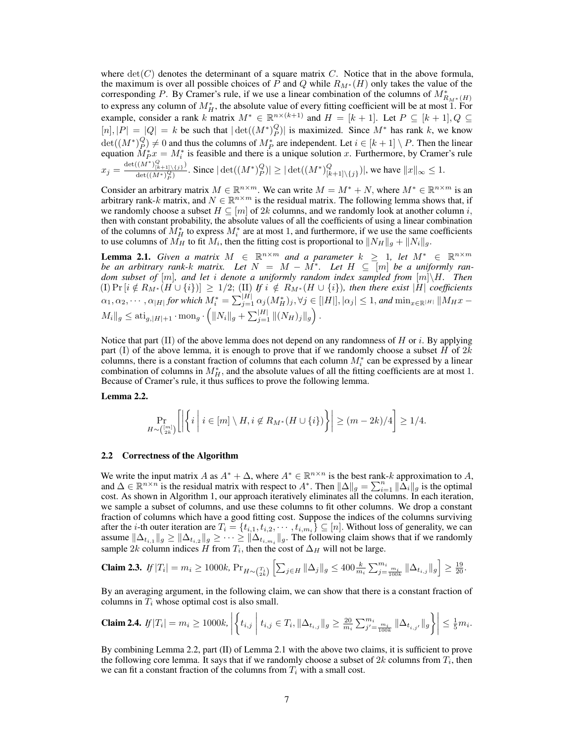where $\det(C)$ denotes the determinant of a square matrix $C$. Notice that in the above formula, the maximum is over all possible choices of $P$ and $Q$ while $R_{M^*}(H)$ only takes the value of the corresponding $P$. By Cramer's rule, if we use a linear combination of the columns of $M^*_{R_{M^*}(H)}$ to express any column of $M^*_H$, the absolute value of every fitting coefficient will be at most 1. For example, consider a rank $k$ matrix $M^* \in \mathbb{R}^{n\times(k+1)}$ and $H = [k+1]$. Let $P \subseteq [k+1], Q \subseteq [n], |P| = |Q| = k$ be such that $|\det((M^*)^Q_P)|$ is maximized. Since $M^*$ has rank $k$, we know $\det((M^*)^Q_P) \neq 0$ and thus the columns of $M^*_P$ are independent. Let $i \in [k+1] \setminus P$. Then the linear equation $M^*_P x = M^*_i$ is feasible and there is a unique solution $x$. Furthermore, by Cramer's rule $x_j = \frac{\det((M^*)^Q_{[k+1]\setminus\{j\}})}{\det((M^*)^Q_P)}$. Since $|\det((M^*)^Q_P)| \geq |\det((M^*)^Q_{[k+1]\setminus\{j\}})|$, we have $\|x\|_\infty \leq 1$.

Consider an arbitrary matrix $M \in \mathbb{R}^{n\times m}$. We can write $M = M^* + N$, where $M^* \in \mathbb{R}^{n\times m}$ is an arbitrary rank-$k$ matrix, and $N \in \mathbb{R}^{n\times m}$ is the residual matrix. The following lemma shows that, if we randomly choose a subset $H \subseteq [m]$ of $2k$ columns, and we randomly look at another column $i$, then with constant probability, the absolute values of all the coefficients of using a linear combination of the columns of $M^*_H$ to express $M^*_i$ are at most 1, and furthermore, if we use the same coefficients to use columns of $M_H$ to fit $M_i$, then the fitting cost is proportional to $\|N_H\|_g + \|N_i\|_g$.

**Lemma 2.1.** *Given a matrix $M \in \mathbb{R}^{n\times m}$ and a parameter $k \geq 1$, let $M^* \in \mathbb{R}^{n\times m}$ be an arbitrary rank-$k$ matrix. Let $N = M - M^*$. Let $H \subseteq [m]$ be a uniformly random subset of $[m]$, and let $i$ denote a uniformly random index sampled from $[m]\backslash H$. Then (I) $\Pr[i \notin R_{M^*}(H \cup \{i\})] \geq 1/2$; (II) If $i \notin R_{M^*}(H \cup \{i\})$, then there exist $|H|$ coefficients $\alpha_1, \alpha_2, \cdots, \alpha_{|H|}$ for which $M^*_i = \sum_{j=1}^{|H|} \alpha_j (M^*_H)_j, \forall j \in [|H|], |\alpha_j| \leq 1$, and $\min_{x\in\mathbb{R}^{|H|}} \|M_H x - M_i\|_g \leq \operatorname{ati}_{g,|H|+1} \cdot \operatorname{mon}_g \cdot \left( \|N_i\|_g + \sum_{j=1}^{|H|} \|(N_H)_j\|_g \right)$.*

Notice that part (II) of the above lemma does not depend on any randomness of $H$ or $i$. By applying part (I) of the above lemma, it is enough to prove that if we randomly choose a subset $H$ of $2k$ columns, there is a constant fraction of columns that each column $M^*_i$ can be expressed by a linear combination of columns in $M^*_H$, and the absolute values of all the fitting coefficients are at most 1. Because of Cramer's rule, it thus suffices to prove the following lemma.

**Lemma 2.2.**

$$\Pr_{H\sim\binom{[m]}{2k}} \left[ \left| \left\{ i \;\middle|\; i \in [m] \setminus H, i \notin R_{M^*}(H \cup \{i\}) \right\} \right| \geq (m-2k)/4 \right] \geq 1/4.$$

### 2.2 Correctness of the Algorithm

We write the input matrix $A$ as $A^* + \Delta$, where $A^* \in \mathbb{R}^{n\times n}$ is the best rank-$k$ approximation to $A$, and $\Delta \in \mathbb{R}^{n\times n}$ is the residual matrix with respect to $A^*$. Then $\|\Delta\|_g = \sum_{i=1}^n \|\Delta_i\|_g$ is the optimal cost. As shown in Algorithm 1, our approach iteratively eliminates all the columns. In each iteration, we sample a subset of columns, and use these columns to fit other columns. We drop a constant fraction of columns which have a good fitting cost. Suppose the indices of the columns surviving after the $i$-th outer iteration are $T_i = \{t_{i,1}, t_{i,2}, \cdots, t_{i,m_i}\} \subseteq [n]$. Without loss of generality, we can assume $\|\Delta_{t_{i,1}}\|_g \geq \|\Delta_{t_{i,2}}\|_g \geq \cdots \geq \|\Delta_{t_{i,m_i}}\|_g$. The following claim shows that if we randomly sample $2k$ column indices $H$ from $T_i$, then the cost of $\Delta_H$ will not be large.

**Claim 2.3.** *If $|T_i| = m_i \geq 1000k$, $\Pr_{H\sim\binom{T_i}{2k}} \left[ \sum_{j\in H} \|\Delta_j\|_g \leq 400 \frac{k}{m_i} \sum_{j=\frac{m_i}{100k}}^{m_i} \|\Delta_{t_{i,j}}\|_g \right] \geq \frac{19}{20}$.*

By an averaging argument, in the following claim, we can show that there is a constant fraction of columns in $T_i$ whose optimal cost is also small.

**Claim 2.4.** *If $|T_i| = m_i \geq 1000k$, $\left| \left\{ t_{i,j} \;\middle|\; t_{i,j} \in T_i, \|\Delta_{t_{i,j}}\|_g \geq \frac{20}{m_i} \sum_{j'=\frac{m_i}{100k}}^{m_i} \|\Delta_{t_{i,j'}}\|_g \right\} \right| \leq \frac{1}{5} m_i$.*

By combining Lemma 2.2, part (II) of Lemma 2.1 with the above two claims, it is sufficient to prove the following core lemma. It says that if we randomly choose a subset of $2k$ columns from $T_i$, then we can fit a constant fraction of the columns from $T_i$ with a small cost.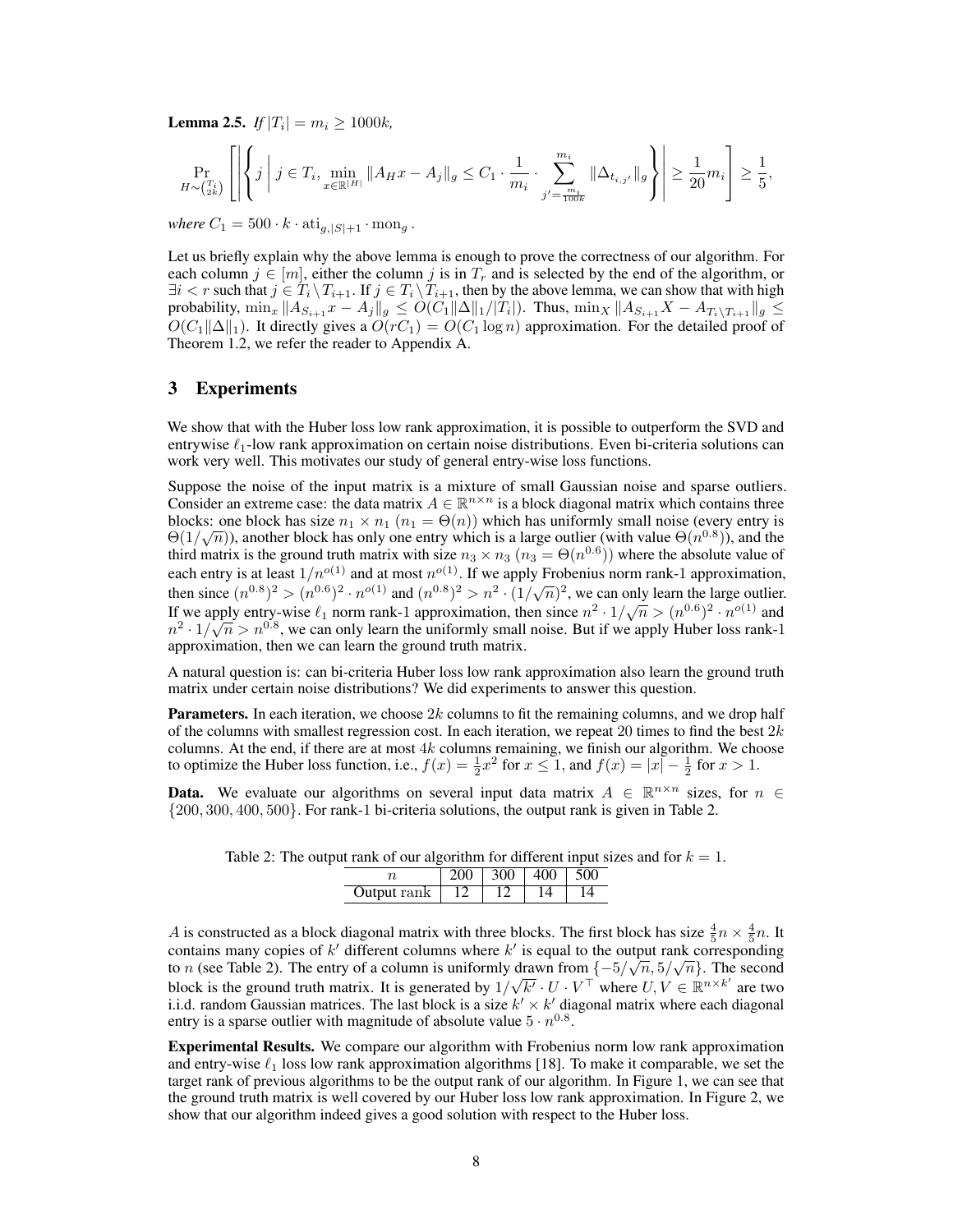**Lemma 2.5.** *If* $|T_i| = m_i \geq 1000k$,

$$\Pr_{H\sim\binom{T_i}{2k}}\left[\left|\left\{ j \;\middle|\; j \in T_i, \min_{x\in\mathbb{R}^{|H|}} \|A_H x - A_j\|_g \leq C_1 \cdot \frac{1}{m_i} \cdot \sum_{j'=\frac{m_i}{100k}}^{m_i} \|\Delta_{t_{i,j'}}\|_g \right\}\right| \geq \frac{1}{20} m_i \right] \geq \frac{1}{5},$$

*where* $C_1 = 500 \cdot k \cdot \mathrm{ati}_{g,|S|+1} \cdot \mathrm{mon}_g$ *.*

Let us briefly explain why the above lemma is enough to prove the correctness of our algorithm. For each column $j \in [m]$, either the column $j$ is in $T_r$ and is selected by the end of the algorithm, or $\exists i < r$ such that $j \in T_i \setminus T_{i+1}$. If $j \in T_i \setminus T_{i+1}$, then by the above lemma, we can show that with high probability, $\min_x \|A_{S_{i+1}} x - A_j\|_g \leq O(C_1 \|\Delta\|_1 / |T_i|)$. Thus, $\min_X \|A_{S_{i+1}} X - A_{T_i \setminus T_{i+1}}\|_g \leq O(C_1 \|\Delta\|_1)$. It directly gives a $O(rC_1) = O(C_1 \log n)$ approximation. For the detailed proof of Theorem 1.2, we refer the reader to Appendix A.

## 3 Experiments

We show that with the Huber loss low rank approximation, it is possible to outperform the SVD and entrywise $\ell_1$-low rank approximation on certain noise distributions. Even bi-criteria solutions can work very well. This motivates our study of general entry-wise loss functions.

Suppose the noise of the input matrix is a mixture of small Gaussian noise and sparse outliers. Consider an extreme case: the data matrix $A \in \mathbb{R}^{n\times n}$ is a block diagonal matrix which contains three blocks: one block has size $n_1 \times n_1$ ($n_1 = \Theta(n)$) which has uniformly small noise (every entry is $\Theta(1/\sqrt{n})$), another block has only one entry which is a large outlier (with value $\Theta(n^{0.8})$), and the third matrix is the ground truth matrix with size $n_3 \times n_3$ ($n_3 = \Theta(n^{0.6})$) where the absolute value of each entry is at least $1/n^{o(1)}$ and at most $n^{o(1)}$. If we apply Frobenius norm rank-1 approximation, then since $(n^{0.8})^2 > (n^{0.6})^2 \cdot n^{o(1)}$ and $(n^{0.8})^2 > n^2 \cdot (1/\sqrt{n})^2$, we can only learn the large outlier. If we apply entry-wise $\ell_1$ norm rank-1 approximation, then since $n^2 \cdot 1/\sqrt{n} > (n^{0.6})^2 \cdot n^{o(1)}$ and $n^2 \cdot 1/\sqrt{n} > n^{0.8}$, we can only learn the uniformly small noise. But if we apply Huber loss rank-1 approximation, then we can learn the ground truth matrix.

A natural question is: can bi-criteria Huber loss low rank approximation also learn the ground truth matrix under certain noise distributions? We did experiments to answer this question.

**Parameters.** In each iteration, we choose $2k$ columns to fit the remaining columns, and we drop half of the columns with smallest regression cost. In each iteration, we repeat 20 times to find the best $2k$ columns. At the end, if there are at most $4k$ columns remaining, we finish our algorithm. We choose to optimize the Huber loss function, i.e., $f(x) = \frac{1}{2}x^2$ for $x \leq 1$, and $f(x) = |x| - \frac{1}{2}$ for $x > 1$.

**Data.** We evaluate our algorithms on several input data matrix $A \in \mathbb{R}^{n\times n}$ sizes, for $n \in \{200, 300, 400, 500\}$. For rank-1 bi-criteria solutions, the output rank is given in Table 2.

Table 2: The output rank of our algorithm for different input sizes and for $k = 1$.

| $n$ | 200 | 300 | 400 | 500 |
|---|---|---|---|---|
| Output rank | 12 | 12 | 14 | 14 |

$A$ is constructed as a block diagonal matrix with three blocks. The first block has size $\frac{4}{5}n \times \frac{4}{5}n$. It contains many copies of $k'$ different columns where $k'$ is equal to the output rank corresponding to $n$ (see Table 2). The entry of a column is uniformly drawn from $\{-5/\sqrt{n}, 5/\sqrt{n}\}$. The second block is the ground truth matrix. It is generated by $1/\sqrt{k'} \cdot U \cdot V^\top$ where $U, V \in \mathbb{R}^{n\times k'}$ are two i.i.d. random Gaussian matrices. The last block is a size $k' \times k'$ diagonal matrix where each diagonal entry is a sparse outlier with magnitude of absolute value $5 \cdot n^{0.8}$.

**Experimental Results.** We compare our algorithm with Frobenius norm low rank approximation and entry-wise $\ell_1$ loss low rank approximation algorithms [18]. To make it comparable, we set the target rank of previous algorithms to be the output rank of our algorithm. In Figure 1, we can see that the ground truth matrix is well covered by our Huber loss low rank approximation. In Figure 2, we show that our algorithm indeed gives a good solution with respect to the Huber loss.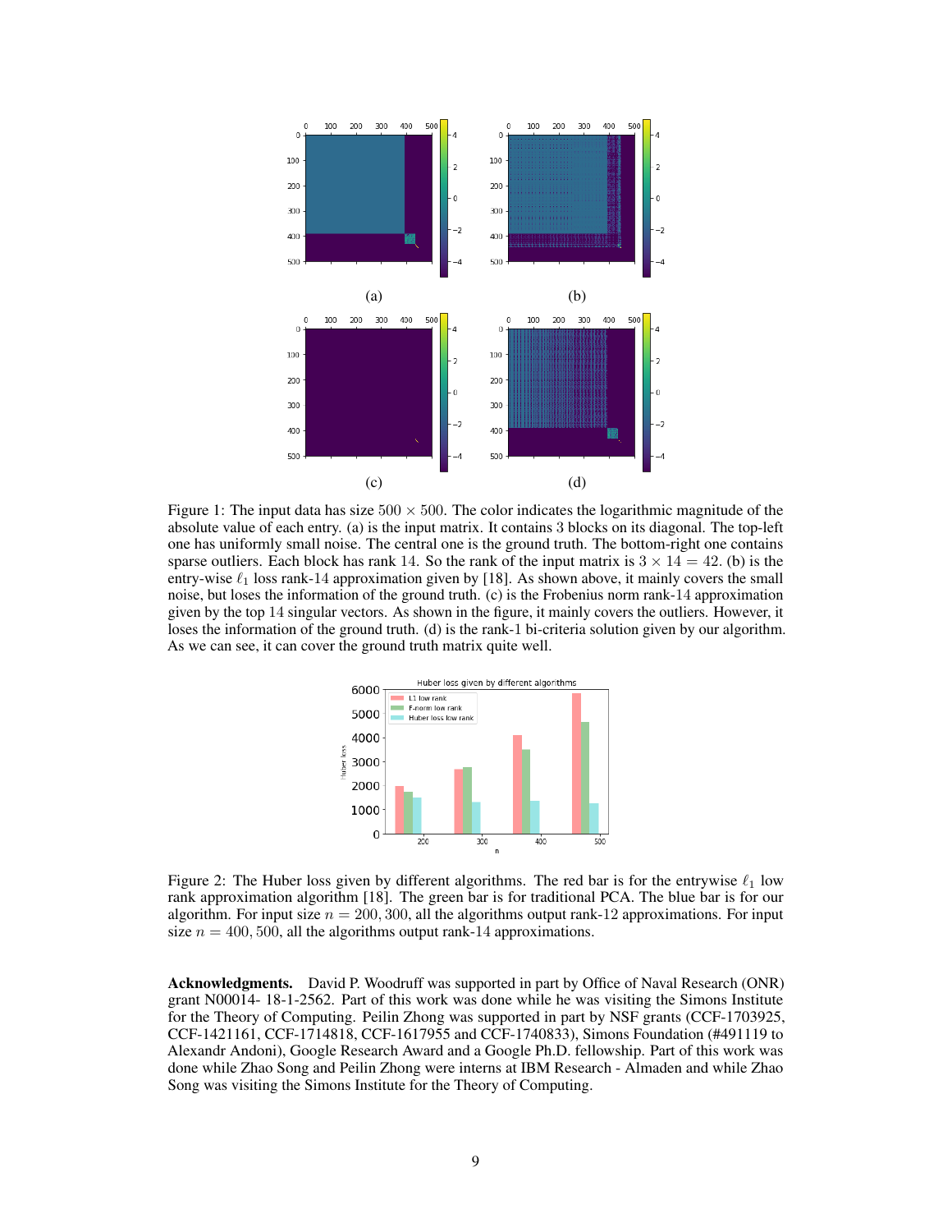Figure 1: The input data has size $500 \times 500$. The color indicates the logarithmic magnitude of the absolute value of each entry. (a) is the input matrix. It contains 3 blocks on its diagonal. The top-left one has uniformly small noise. The central one is the ground truth. The bottom-right one contains sparse outliers. Each block has rank 14. So the rank of the input matrix is $3 \times 14 = 42$. (b) is the entry-wise $\ell_1$ loss rank-14 approximation given by [18]. As shown above, it mainly covers the small noise, but loses the information of the ground truth. (c) is the Frobenius norm rank-14 approximation given by the top 14 singular vectors. As shown in the figure, it mainly covers the outliers. However, it loses the information of the ground truth. (d) is the rank-1 bi-criteria solution given by our algorithm. As we can see, it can cover the ground truth matrix quite well.

Figure 2: The Huber loss given by different algorithms. The red bar is for the entrywise $\ell_1$ low rank approximation algorithm [18]. The green bar is for traditional PCA. The blue bar is for our algorithm. For input size $n = 200, 300$, all the algorithms output rank-12 approximations. For input size $n = 400, 500$, all the algorithms output rank-14 approximations.

**Acknowledgments.** David P. Woodruff was supported in part by Office of Naval Research (ONR) grant N00014- 18-1-2562. Part of this work was done while he was visiting the Simons Institute for the Theory of Computing. Peilin Zhong was supported in part by NSF grants (CCF-1703925, CCF-1421161, CCF-1714818, CCF-1617955 and CCF-1740833), Simons Foundation (#491119 to Alexandr Andoni), Google Research Award and a Google Ph.D. fellowship. Part of this work was done while Zhao Song and Peilin Zhong were interns at IBM Research - Almaden and while Zhao Song was visiting the Simons Institute for the Theory of Computing.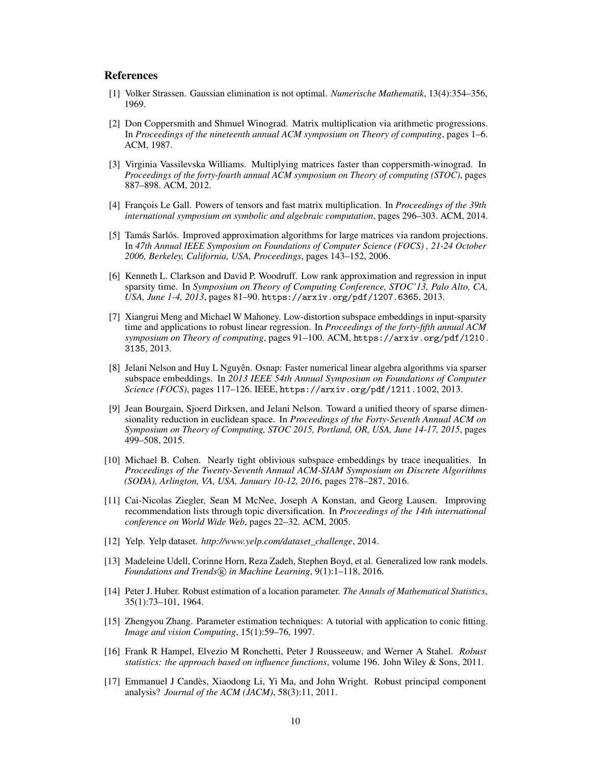## References

[1] Volker Strassen. Gaussian elimination is not optimal. *Numerische Mathematik*, 13(4):354–356, 1969.

[2] Don Coppersmith and Shmuel Winograd. Matrix multiplication via arithmetic progressions. In *Proceedings of the nineteenth annual ACM symposium on Theory of computing*, pages 1–6. ACM, 1987.

[3] Virginia Vassilevska Williams. Multiplying matrices faster than coppersmith-winograd. In *Proceedings of the forty-fourth annual ACM symposium on Theory of computing (STOC)*, pages 887–898. ACM, 2012.

[4] François Le Gall. Powers of tensors and fast matrix multiplication. In *Proceedings of the 39th international symposium on symbolic and algebraic computation*, pages 296–303. ACM, 2014.

[5] Tamás Sarlós. Improved approximation algorithms for large matrices via random projections. In *47th Annual IEEE Symposium on Foundations of Computer Science (FOCS) , 21-24 October 2006, Berkeley, California, USA, Proceedings*, pages 143–152, 2006.

[6] Kenneth L. Clarkson and David P. Woodruff. Low rank approximation and regression in input sparsity time. In *Symposium on Theory of Computing Conference, STOC'13, Palo Alto, CA, USA, June 1-4, 2013*, pages 81–90. `https://arxiv.org/pdf/1207.6365`, 2013.

[7] Xiangrui Meng and Michael W Mahoney. Low-distortion subspace embeddings in input-sparsity time and applications to robust linear regression. In *Proceedings of the forty-fifth annual ACM symposium on Theory of computing*, pages 91–100. ACM, `https://arxiv.org/pdf/1210.3135`, 2013.

[8] Jelani Nelson and Huy L Nguyên. Osnap: Faster numerical linear algebra algorithms via sparser subspace embeddings. In *2013 IEEE 54th Annual Symposium on Foundations of Computer Science (FOCS)*, pages 117–126. IEEE, `https://arxiv.org/pdf/1211.1002`, 2013.

[9] Jean Bourgain, Sjoerd Dirksen, and Jelani Nelson. Toward a unified theory of sparse dimensionality reduction in euclidean space. In *Proceedings of the Forty-Seventh Annual ACM on Symposium on Theory of Computing, STOC 2015, Portland, OR, USA, June 14-17, 2015*, pages 499–508, 2015.

[10] Michael B. Cohen. Nearly tight oblivious subspace embeddings by trace inequalities. In *Proceedings of the Twenty-Seventh Annual ACM-SIAM Symposium on Discrete Algorithms (SODA), Arlington, VA, USA, January 10-12, 2016*, pages 278–287, 2016.

[11] Cai-Nicolas Ziegler, Sean M McNee, Joseph A Konstan, and Georg Lausen. Improving recommendation lists through topic diversification. In *Proceedings of the 14th international conference on World Wide Web*, pages 22–32. ACM, 2005.

[12] Yelp. Yelp dataset. *http://www.yelp.com/dataset_challenge*, 2014.

[13] Madeleine Udell, Corinne Horn, Reza Zadeh, Stephen Boyd, et al. Generalized low rank models. *Foundations and Trends® in Machine Learning*, 9(1):1–118, 2016.

[14] Peter J. Huber. Robust estimation of a location parameter. *The Annals of Mathematical Statistics*, 35(1):73–101, 1964.

[15] Zhengyou Zhang. Parameter estimation techniques: A tutorial with application to conic fitting. *Image and vision Computing*, 15(1):59–76, 1997.

[16] Frank R Hampel, Elvezio M Ronchetti, Peter J Rousseeuw, and Werner A Stahel. *Robust statistics: the approach based on influence functions*, volume 196. John Wiley & Sons, 2011.

[17] Emmanuel J Candès, Xiaodong Li, Yi Ma, and John Wright. Robust principal component analysis? *Journal of the ACM (JACM)*, 58(3):11, 2011.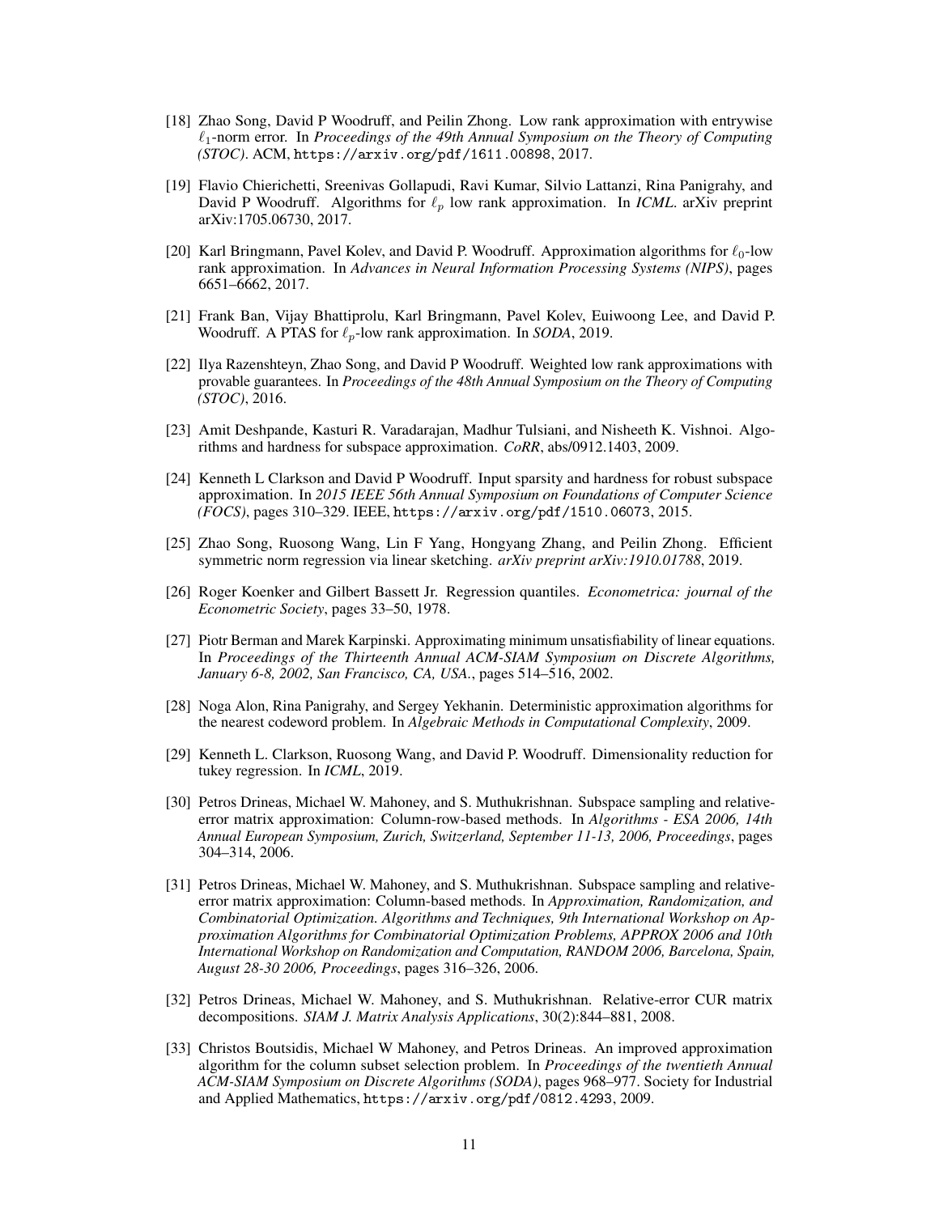[18] Zhao Song, David P Woodruff, and Peilin Zhong. Low rank approximation with entrywise $\ell_1$-norm error. In *Proceedings of the 49th Annual Symposium on the Theory of Computing (STOC)*. ACM, https://arxiv.org/pdf/1611.00898, 2017.

[19] Flavio Chierichetti, Sreenivas Gollapudi, Ravi Kumar, Silvio Lattanzi, Rina Panigrahy, and David P Woodruff. Algorithms for $\ell_p$ low rank approximation. In *ICML*. arXiv preprint arXiv:1705.06730, 2017.

[20] Karl Bringmann, Pavel Kolev, and David P. Woodruff. Approximation algorithms for $\ell_0$-low rank approximation. In *Advances in Neural Information Processing Systems (NIPS)*, pages 6651–6662, 2017.

[21] Frank Ban, Vijay Bhattiprolu, Karl Bringmann, Pavel Kolev, Euiwoong Lee, and David P. Woodruff. A PTAS for $\ell_p$-low rank approximation. In *SODA*, 2019.

[22] Ilya Razenshteyn, Zhao Song, and David P Woodruff. Weighted low rank approximations with provable guarantees. In *Proceedings of the 48th Annual Symposium on the Theory of Computing (STOC)*, 2016.

[23] Amit Deshpande, Kasturi R. Varadarajan, Madhur Tulsiani, and Nisheeth K. Vishnoi. Algorithms and hardness for subspace approximation. *CoRR*, abs/0912.1403, 2009.

[24] Kenneth L Clarkson and David P Woodruff. Input sparsity and hardness for robust subspace approximation. In *2015 IEEE 56th Annual Symposium on Foundations of Computer Science (FOCS)*, pages 310–329. IEEE, https://arxiv.org/pdf/1510.06073, 2015.

[25] Zhao Song, Ruosong Wang, Lin F Yang, Hongyang Zhang, and Peilin Zhong. Efficient symmetric norm regression via linear sketching. *arXiv preprint arXiv:1910.01788*, 2019.

[26] Roger Koenker and Gilbert Bassett Jr. Regression quantiles. *Econometrica: journal of the Econometric Society*, pages 33–50, 1978.

[27] Piotr Berman and Marek Karpinski. Approximating minimum unsatisfiability of linear equations. In *Proceedings of the Thirteenth Annual ACM-SIAM Symposium on Discrete Algorithms, January 6-8, 2002, San Francisco, CA, USA.*, pages 514–516, 2002.

[28] Noga Alon, Rina Panigrahy, and Sergey Yekhanin. Deterministic approximation algorithms for the nearest codeword problem. In *Algebraic Methods in Computational Complexity*, 2009.

[29] Kenneth L. Clarkson, Ruosong Wang, and David P. Woodruff. Dimensionality reduction for tukey regression. In *ICML*, 2019.

[30] Petros Drineas, Michael W. Mahoney, and S. Muthukrishnan. Subspace sampling and relative-error matrix approximation: Column-row-based methods. In *Algorithms - ESA 2006, 14th Annual European Symposium, Zurich, Switzerland, September 11-13, 2006, Proceedings*, pages 304–314, 2006.

[31] Petros Drineas, Michael W. Mahoney, and S. Muthukrishnan. Subspace sampling and relative-error matrix approximation: Column-based methods. In *Approximation, Randomization, and Combinatorial Optimization. Algorithms and Techniques, 9th International Workshop on Approximation Algorithms for Combinatorial Optimization Problems, APPROX 2006 and 10th International Workshop on Randomization and Computation, RANDOM 2006, Barcelona, Spain, August 28-30 2006, Proceedings*, pages 316–326, 2006.

[32] Petros Drineas, Michael W. Mahoney, and S. Muthukrishnan. Relative-error CUR matrix decompositions. *SIAM J. Matrix Analysis Applications*, 30(2):844–881, 2008.

[33] Christos Boutsidis, Michael W Mahoney, and Petros Drineas. An improved approximation algorithm for the column subset selection problem. In *Proceedings of the twentieth Annual ACM-SIAM Symposium on Discrete Algorithms (SODA)*, pages 968–977. Society for Industrial and Applied Mathematics, https://arxiv.org/pdf/0812.4293, 2009.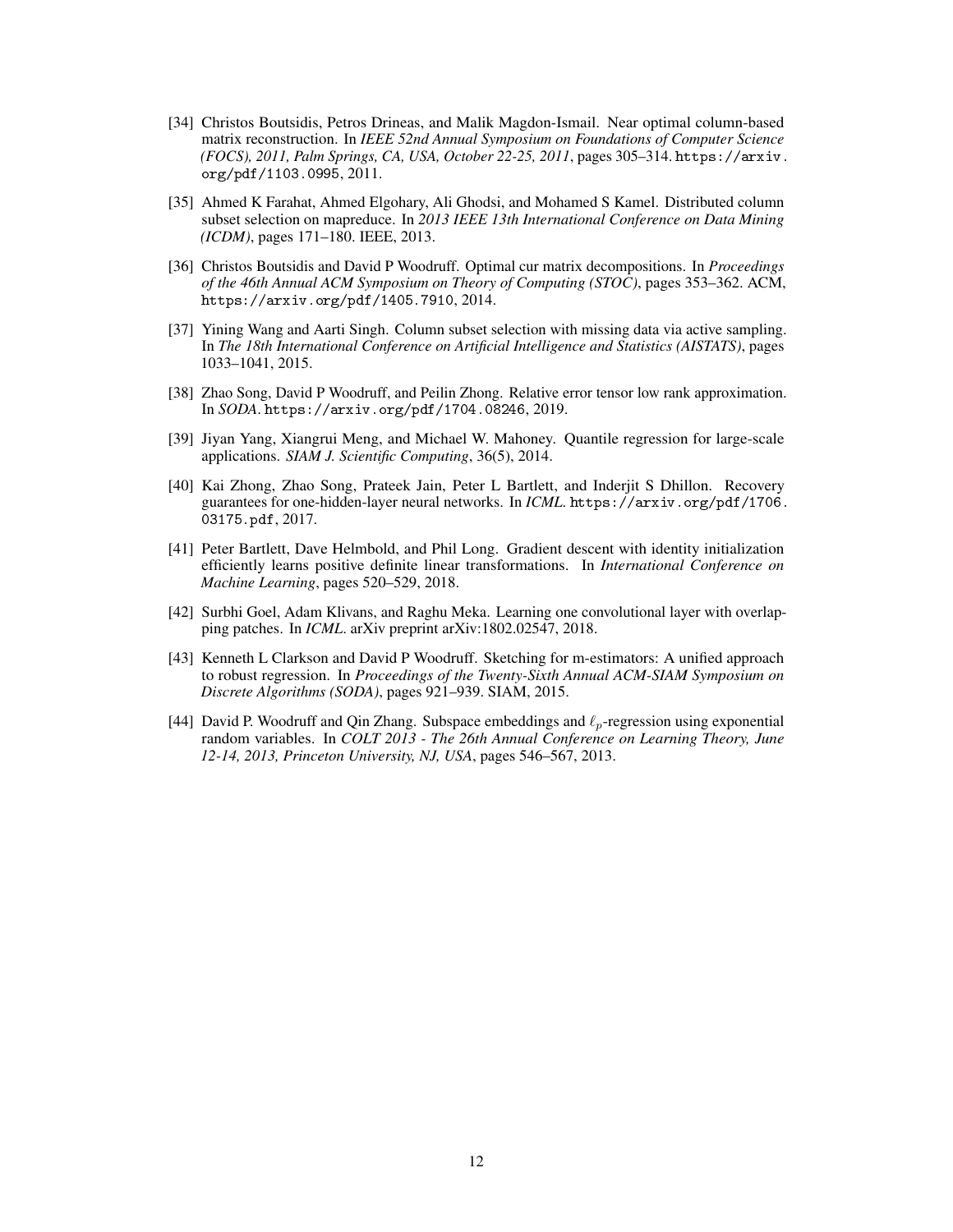[34] Christos Boutsidis, Petros Drineas, and Malik Magdon-Ismail. Near optimal column-based matrix reconstruction. In *IEEE 52nd Annual Symposium on Foundations of Computer Science (FOCS), 2011, Palm Springs, CA, USA, October 22-25, 2011*, pages 305–314. https://arxiv.org/pdf/1103.0995, 2011.

[35] Ahmed K Farahat, Ahmed Elgohary, Ali Ghodsi, and Mohamed S Kamel. Distributed column subset selection on mapreduce. In *2013 IEEE 13th International Conference on Data Mining (ICDM)*, pages 171–180. IEEE, 2013.

[36] Christos Boutsidis and David P Woodruff. Optimal cur matrix decompositions. In *Proceedings of the 46th Annual ACM Symposium on Theory of Computing (STOC)*, pages 353–362. ACM, https://arxiv.org/pdf/1405.7910, 2014.

[37] Yining Wang and Aarti Singh. Column subset selection with missing data via active sampling. In *The 18th International Conference on Artificial Intelligence and Statistics (AISTATS)*, pages 1033–1041, 2015.

[38] Zhao Song, David P Woodruff, and Peilin Zhong. Relative error tensor low rank approximation. In *SODA*. https://arxiv.org/pdf/1704.08246, 2019.

[39] Jiyan Yang, Xiangrui Meng, and Michael W. Mahoney. Quantile regression for large-scale applications. *SIAM J. Scientific Computing*, 36(5), 2014.

[40] Kai Zhong, Zhao Song, Prateek Jain, Peter L Bartlett, and Inderjit S Dhillon. Recovery guarantees for one-hidden-layer neural networks. In *ICML*. https://arxiv.org/pdf/1706.03175.pdf, 2017.

[41] Peter Bartlett, Dave Helmbold, and Phil Long. Gradient descent with identity initialization efficiently learns positive definite linear transformations. In *International Conference on Machine Learning*, pages 520–529, 2018.

[42] Surbhi Goel, Adam Klivans, and Raghu Meka. Learning one convolutional layer with overlapping patches. In *ICML*. arXiv preprint arXiv:1802.02547, 2018.

[43] Kenneth L Clarkson and David P Woodruff. Sketching for m-estimators: A unified approach to robust regression. In *Proceedings of the Twenty-Sixth Annual ACM-SIAM Symposium on Discrete Algorithms (SODA)*, pages 921–939. SIAM, 2015.

[44] David P. Woodruff and Qin Zhang. Subspace embeddings and $\ell_p$-regression using exponential random variables. In *COLT 2013 - The 26th Annual Conference on Learning Theory, June 12-14, 2013, Princeton University, NJ, USA*, pages 546–567, 2013.